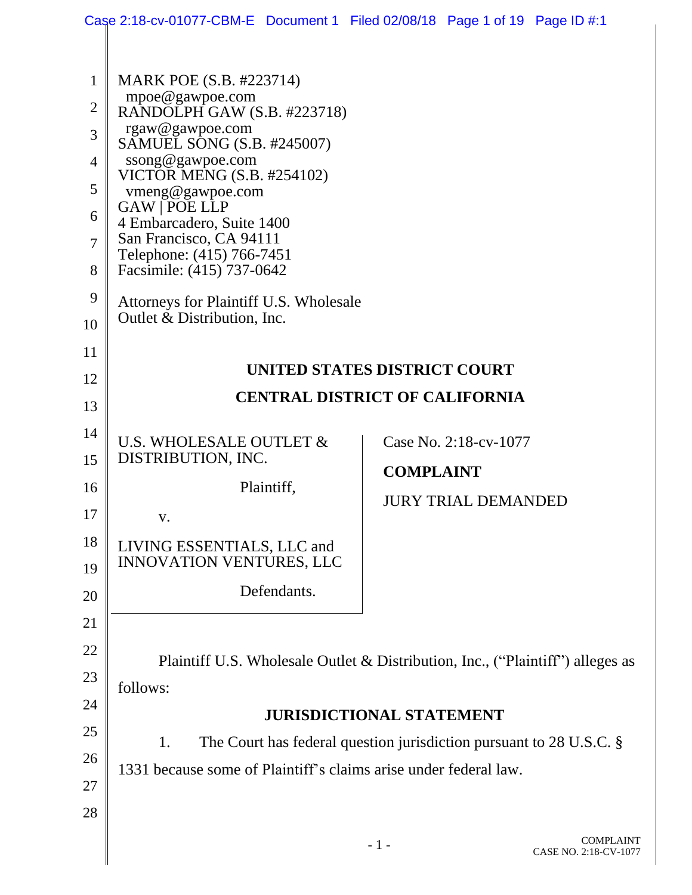MARK POE (S.B. #223714)
mpoe@gawpoe.com
RANDOLPH GAW (S.B. #223718)
rgaw@gawpoe.com
SAMUEL SONG (S.B. #245007)
ssong@gawpoe.com
VICTOR MENG (S.B. #254102)
vmeng@gawpoe.com
GAW | POE LLP
4 Embarcadero, Suite 1400
San Francisco, CA 94111
Telephone: (415) 766-7451
Facsimile: (415) 737-0642

Attorneys for Plaintiff U.S. Wholesale Outlet & Distribution, Inc.

**UNITED STATES DISTRICT COURT**

**CENTRAL DISTRICT OF CALIFORNIA**

| | |
|---|---|
| U.S. WHOLESALE OUTLET & DISTRIBUTION, INC.<br><br>Plaintiff,<br><br>v.<br><br>LIVING ESSENTIALS, LLC and INNOVATION VENTURES, LLC<br><br>Defendants. | Case No. 2:18-cv-1077<br><br>**COMPLAINT**<br><br>JURY TRIAL DEMANDED |

Plaintiff U.S. Wholesale Outlet & Distribution, Inc., ("Plaintiff") alleges as follows:

## JURISDICTIONAL STATEMENT

1. The Court has federal question jurisdiction pursuant to 28 U.S.C. § 1331 because some of Plaintiff's claims arise under federal law.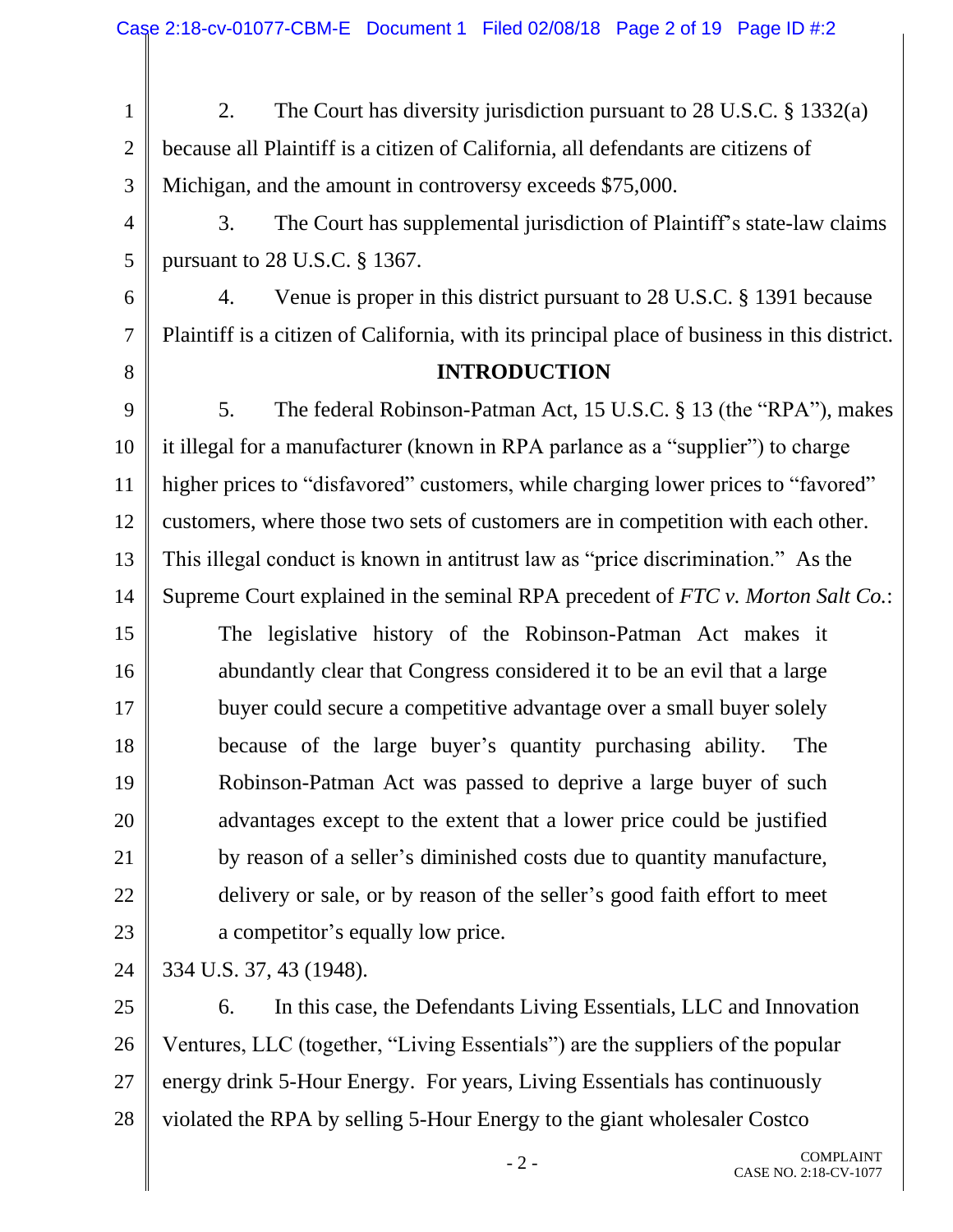2. The Court has diversity jurisdiction pursuant to 28 U.S.C. § 1332(a) because all Plaintiff is a citizen of California, all defendants are citizens of Michigan, and the amount in controversy exceeds $75,000.

3. The Court has supplemental jurisdiction of Plaintiff's state-law claims pursuant to 28 U.S.C. § 1367.

4. Venue is proper in this district pursuant to 28 U.S.C. § 1391 because Plaintiff is a citizen of California, with its principal place of business in this district.

## INTRODUCTION

5. The federal Robinson-Patman Act, 15 U.S.C. § 13 (the "RPA"), makes it illegal for a manufacturer (known in RPA parlance as a "supplier") to charge higher prices to "disfavored" customers, while charging lower prices to "favored" customers, where those two sets of customers are in competition with each other. This illegal conduct is known in antitrust law as "price discrimination." As the Supreme Court explained in the seminal RPA precedent of *FTC v. Morton Salt Co.*:

> The legislative history of the Robinson-Patman Act makes it abundantly clear that Congress considered it to be an evil that a large buyer could secure a competitive advantage over a small buyer solely because of the large buyer's quantity purchasing ability. The Robinson-Patman Act was passed to deprive a large buyer of such advantages except to the extent that a lower price could be justified by reason of a seller's diminished costs due to quantity manufacture, delivery or sale, or by reason of the seller's good faith effort to meet a competitor's equally low price.

334 U.S. 37, 43 (1948).

6. In this case, the Defendants Living Essentials, LLC and Innovation Ventures, LLC (together, "Living Essentials") are the suppliers of the popular energy drink 5-Hour Energy. For years, Living Essentials has continuously violated the RPA by selling 5-Hour Energy to the giant wholesaler Costco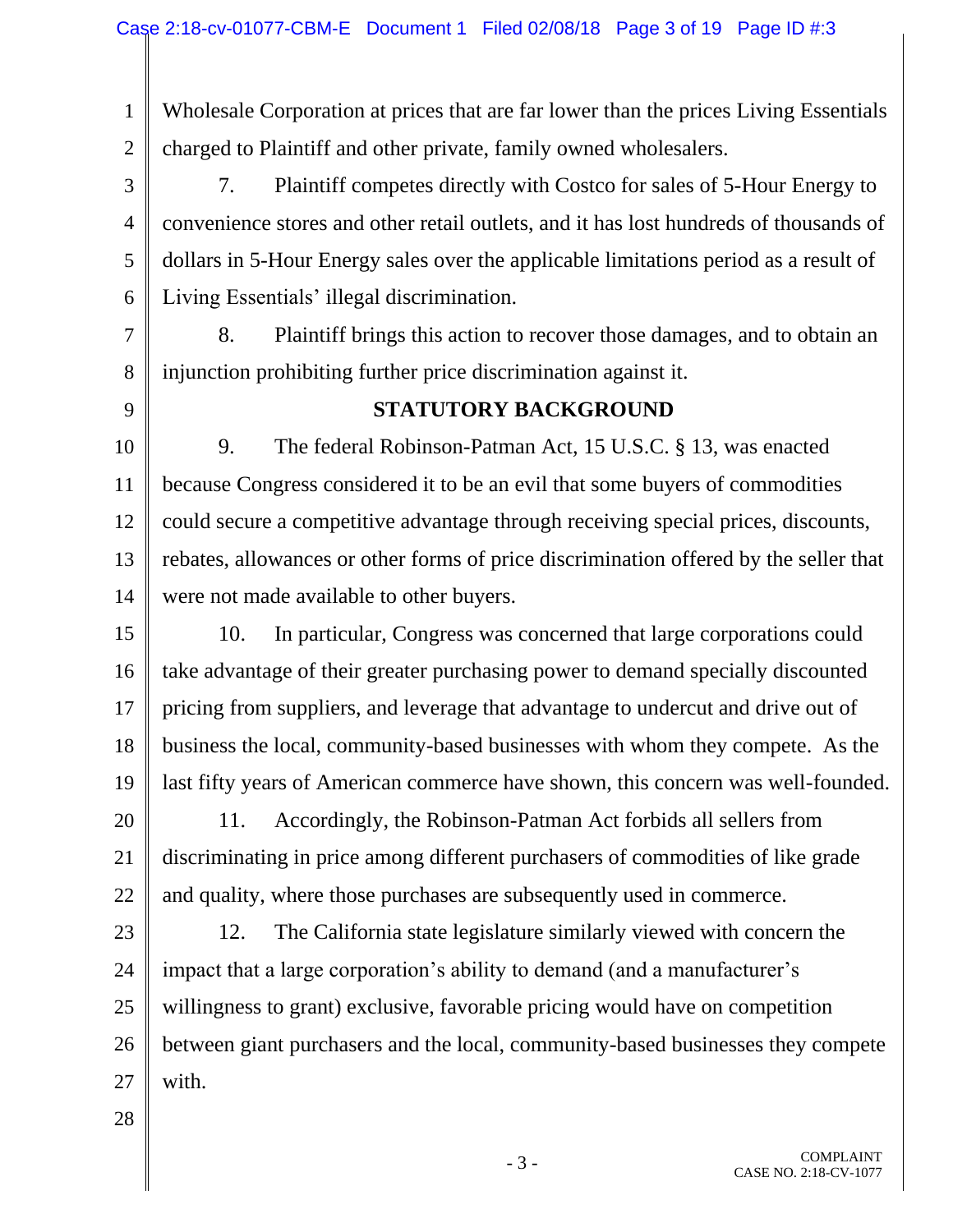Wholesale Corporation at prices that are far lower than the prices Living Essentials charged to Plaintiff and other private, family owned wholesalers.

7. Plaintiff competes directly with Costco for sales of 5-Hour Energy to convenience stores and other retail outlets, and it has lost hundreds of thousands of dollars in 5-Hour Energy sales over the applicable limitations period as a result of Living Essentials' illegal discrimination.

8. Plaintiff brings this action to recover those damages, and to obtain an injunction prohibiting further price discrimination against it.

## STATUTORY BACKGROUND

9. The federal Robinson-Patman Act, 15 U.S.C. § 13, was enacted because Congress considered it to be an evil that some buyers of commodities could secure a competitive advantage through receiving special prices, discounts, rebates, allowances or other forms of price discrimination offered by the seller that were not made available to other buyers.

10. In particular, Congress was concerned that large corporations could take advantage of their greater purchasing power to demand specially discounted pricing from suppliers, and leverage that advantage to undercut and drive out of business the local, community-based businesses with whom they compete. As the last fifty years of American commerce have shown, this concern was well-founded.

11. Accordingly, the Robinson-Patman Act forbids all sellers from discriminating in price among different purchasers of commodities of like grade and quality, where those purchases are subsequently used in commerce.

12. The California state legislature similarly viewed with concern the impact that a large corporation's ability to demand (and a manufacturer's willingness to grant) exclusive, favorable pricing would have on competition between giant purchasers and the local, community-based businesses they compete with.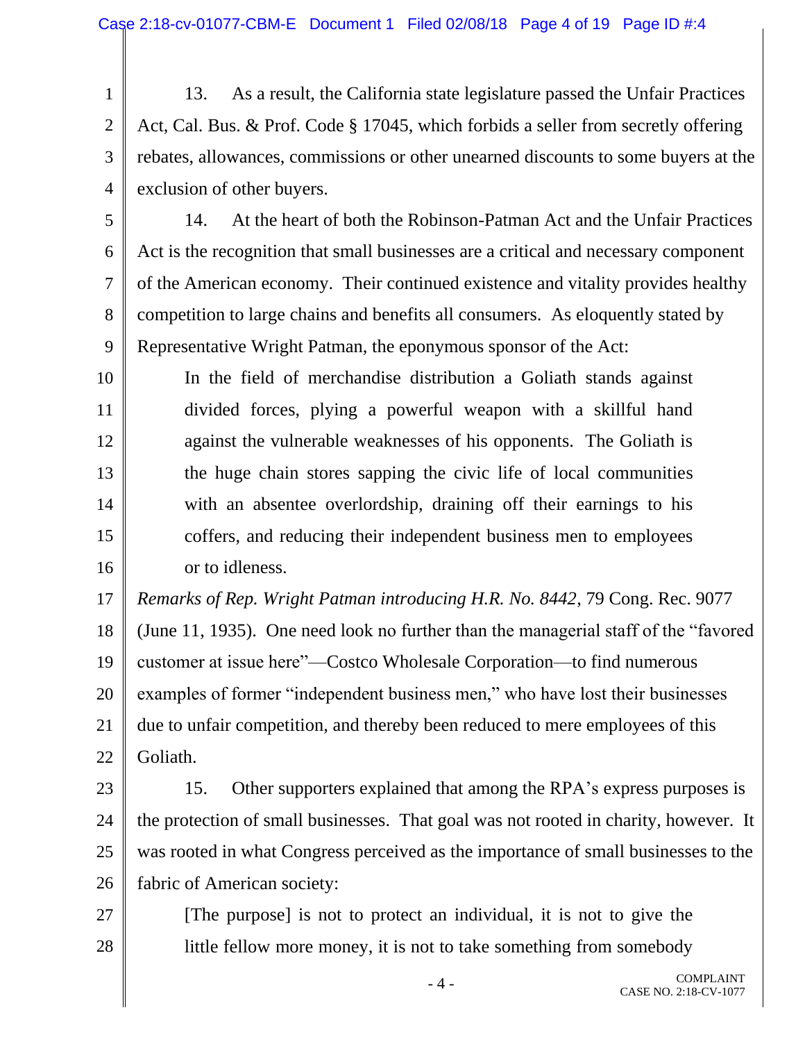13. As a result, the California state legislature passed the Unfair Practices Act, Cal. Bus. & Prof. Code § 17045, which forbids a seller from secretly offering rebates, allowances, commissions or other unearned discounts to some buyers at the exclusion of other buyers.

14. At the heart of both the Robinson-Patman Act and the Unfair Practices Act is the recognition that small businesses are a critical and necessary component of the American economy. Their continued existence and vitality provides healthy competition to large chains and benefits all consumers. As eloquently stated by Representative Wright Patman, the eponymous sponsor of the Act:

> In the field of merchandise distribution a Goliath stands against divided forces, plying a powerful weapon with a skillful hand against the vulnerable weaknesses of his opponents. The Goliath is the huge chain stores sapping the civic life of local communities with an absentee overlordship, draining off their earnings to his coffers, and reducing their independent business men to employees or to idleness.

*Remarks of Rep. Wright Patman introducing H.R. No. 8442*, 79 Cong. Rec. 9077 (June 11, 1935). One need look no further than the managerial staff of the "favored customer at issue here"—Costco Wholesale Corporation—to find numerous examples of former "independent business men," who have lost their businesses due to unfair competition, and thereby been reduced to mere employees of this Goliath.

15. Other supporters explained that among the RPA's express purposes is the protection of small businesses. That goal was not rooted in charity, however. It was rooted in what Congress perceived as the importance of small businesses to the fabric of American society:

> [The purpose] is not to protect an individual, it is not to give the little fellow more money, it is not to take something from somebody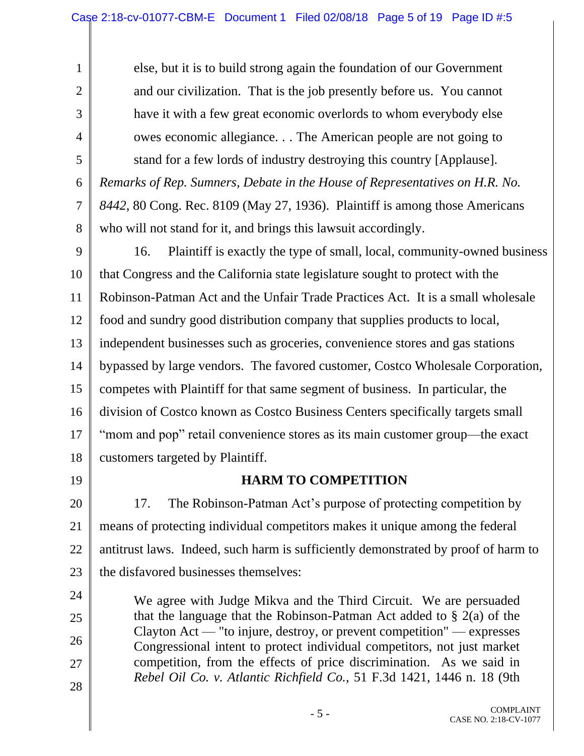> else, but it is to build strong again the foundation of our Government and our civilization. That is the job presently before us. You cannot have it with a few great economic overlords to whom everybody else owes economic allegiance. . . The American people are not going to stand for a few lords of industry destroying this country [Applause].

*Remarks of Rep. Sumners, Debate in the House of Representatives on H.R. No. 8442*, 80 Cong. Rec. 8109 (May 27, 1936). Plaintiff is among those Americans who will not stand for it, and brings this lawsuit accordingly.

16. Plaintiff is exactly the type of small, local, community-owned business that Congress and the California state legislature sought to protect with the Robinson-Patman Act and the Unfair Trade Practices Act. It is a small wholesale food and sundry good distribution company that supplies products to local, independent businesses such as groceries, convenience stores and gas stations bypassed by large vendors. The favored customer, Costco Wholesale Corporation, competes with Plaintiff for that same segment of business. In particular, the division of Costco known as Costco Business Centers specifically targets small "mom and pop" retail convenience stores as its main customer group—the exact customers targeted by Plaintiff.

## HARM TO COMPETITION

17. The Robinson-Patman Act's purpose of protecting competition by means of protecting individual competitors makes it unique among the federal antitrust laws. Indeed, such harm is sufficiently demonstrated by proof of harm to the disfavored businesses themselves:

> We agree with Judge Mikva and the Third Circuit. We are persuaded that the language that the Robinson-Patman Act added to § 2(a) of the Clayton Act — "to injure, destroy, or prevent competition" — expresses Congressional intent to protect individual competitors, not just market competition, from the effects of price discrimination. As we said in *Rebel Oil Co. v. Atlantic Richfield Co.*, 51 F.3d 1421, 1446 n. 18 (9th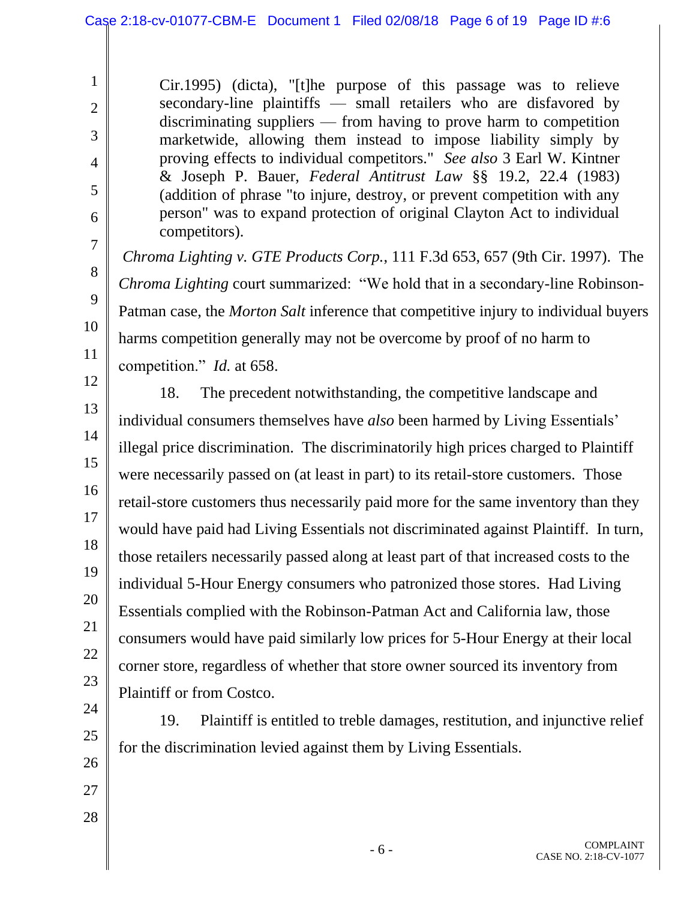> Cir.1995) (dicta), "[t]he purpose of this passage was to relieve secondary-line plaintiffs — small retailers who are disfavored by discriminating suppliers — from having to prove harm to competition marketwide, allowing them instead to impose liability simply by proving effects to individual competitors." *See also* 3 Earl W. Kintner & Joseph P. Bauer, *Federal Antitrust Law* §§ 19.2, 22.4 (1983) (addition of phrase "to injure, destroy, or prevent competition with any person" was to expand protection of original Clayton Act to individual competitors).

*Chroma Lighting v. GTE Products Corp.*, 111 F.3d 653, 657 (9th Cir. 1997). The *Chroma Lighting* court summarized: "We hold that in a secondary-line Robinson-Patman case, the *Morton Salt* inference that competitive injury to individual buyers harms competition generally may not be overcome by proof of no harm to competition." *Id.* at 658.

18. The precedent notwithstanding, the competitive landscape and individual consumers themselves have *also* been harmed by Living Essentials' illegal price discrimination. The discriminatorily high prices charged to Plaintiff were necessarily passed on (at least in part) to its retail-store customers. Those retail-store customers thus necessarily paid more for the same inventory than they would have paid had Living Essentials not discriminated against Plaintiff. In turn, those retailers necessarily passed along at least part of that increased costs to the individual 5-Hour Energy consumers who patronized those stores. Had Living Essentials complied with the Robinson-Patman Act and California law, those consumers would have paid similarly low prices for 5-Hour Energy at their local corner store, regardless of whether that store owner sourced its inventory from Plaintiff or from Costco.

19. Plaintiff is entitled to treble damages, restitution, and injunctive relief for the discrimination levied against them by Living Essentials.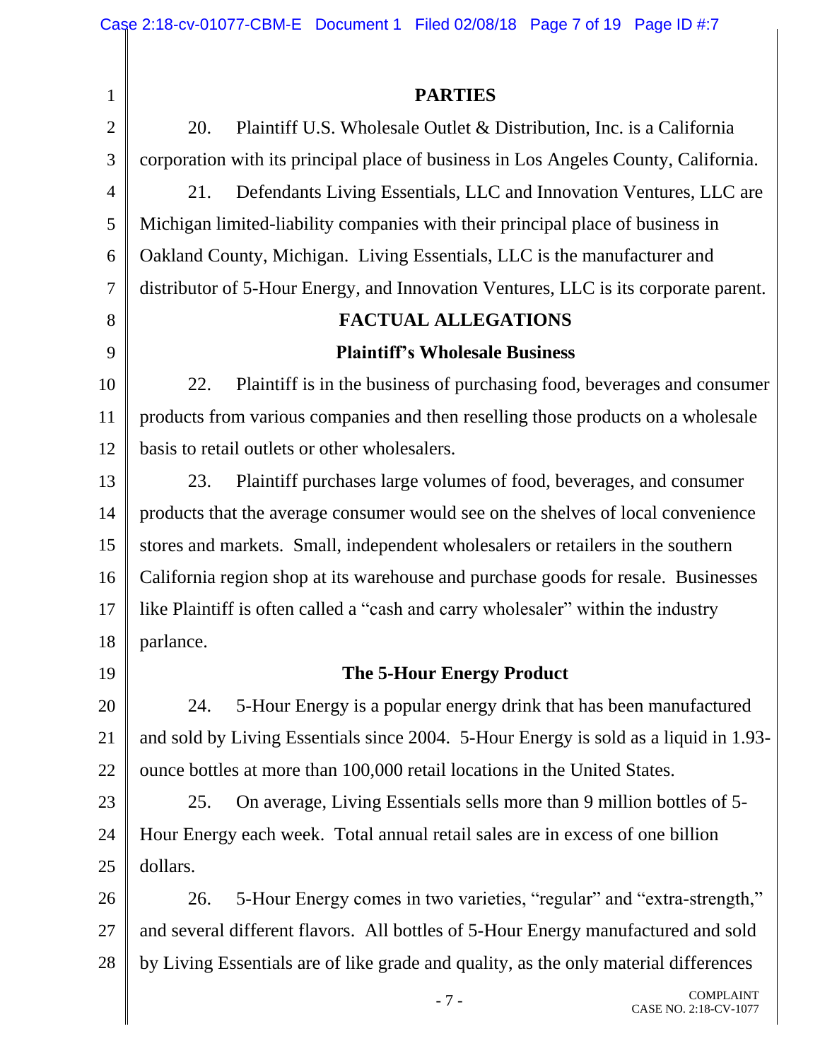## PARTIES

20. Plaintiff U.S. Wholesale Outlet & Distribution, Inc. is a California corporation with its principal place of business in Los Angeles County, California.

21. Defendants Living Essentials, LLC and Innovation Ventures, LLC are Michigan limited-liability companies with their principal place of business in Oakland County, Michigan. Living Essentials, LLC is the manufacturer and distributor of 5-Hour Energy, and Innovation Ventures, LLC is its corporate parent.

## FACTUAL ALLEGATIONS

### Plaintiff's Wholesale Business

22. Plaintiff is in the business of purchasing food, beverages and consumer products from various companies and then reselling those products on a wholesale basis to retail outlets or other wholesalers.

23. Plaintiff purchases large volumes of food, beverages, and consumer products that the average consumer would see on the shelves of local convenience stores and markets. Small, independent wholesalers or retailers in the southern California region shop at its warehouse and purchase goods for resale. Businesses like Plaintiff is often called a "cash and carry wholesaler" within the industry parlance.

### The 5-Hour Energy Product

24. 5-Hour Energy is a popular energy drink that has been manufactured and sold by Living Essentials since 2004. 5-Hour Energy is sold as a liquid in 1.93-ounce bottles at more than 100,000 retail locations in the United States.

25. On average, Living Essentials sells more than 9 million bottles of 5-Hour Energy each week. Total annual retail sales are in excess of one billion dollars.

26. 5-Hour Energy comes in two varieties, "regular" and "extra-strength," and several different flavors. All bottles of 5-Hour Energy manufactured and sold by Living Essentials are of like grade and quality, as the only material differences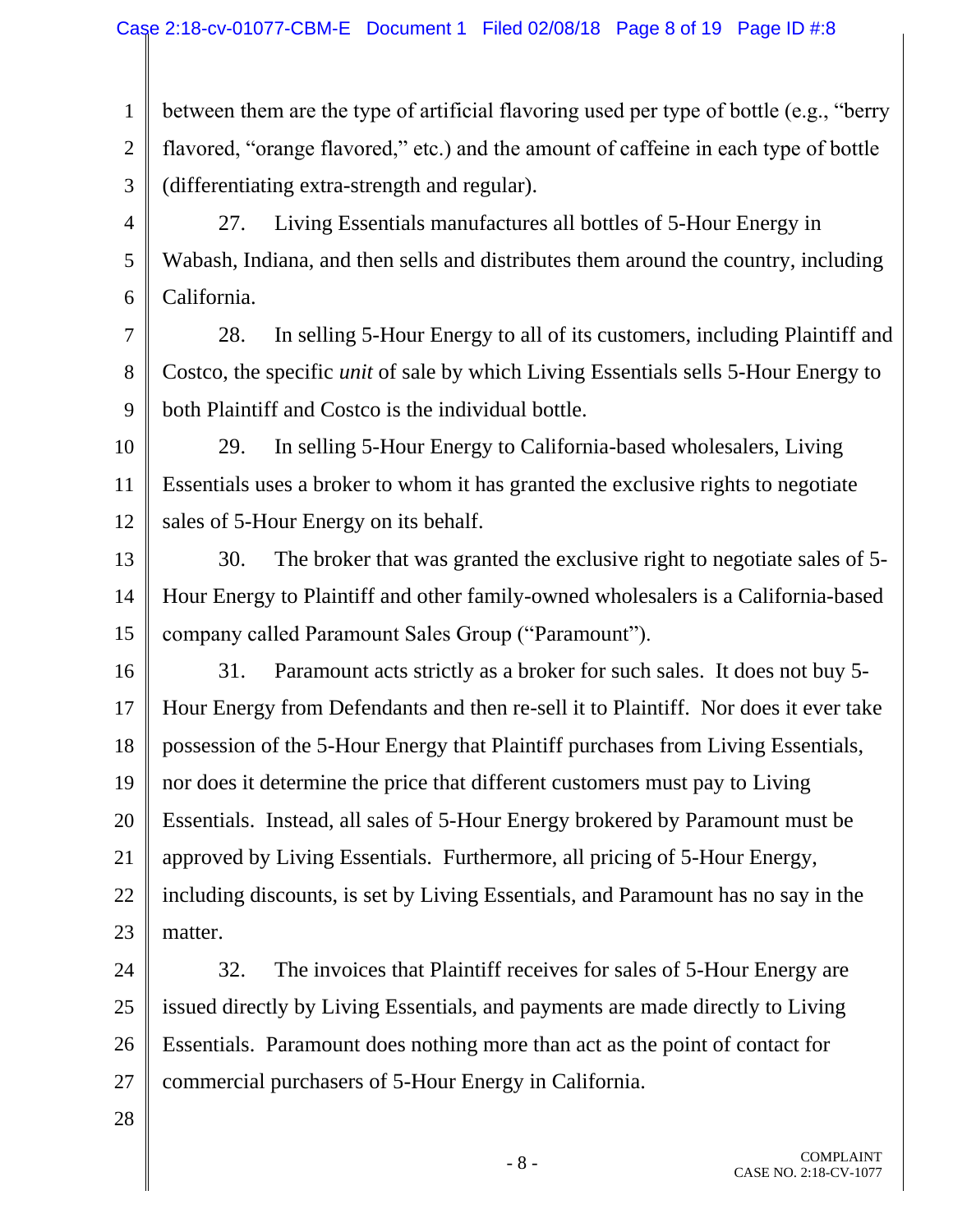between them are the type of artificial flavoring used per type of bottle (e.g., "berry flavored, "orange flavored," etc.) and the amount of caffeine in each type of bottle (differentiating extra-strength and regular).

27. Living Essentials manufactures all bottles of 5-Hour Energy in Wabash, Indiana, and then sells and distributes them around the country, including California.

28. In selling 5-Hour Energy to all of its customers, including Plaintiff and Costco, the specific *unit* of sale by which Living Essentials sells 5-Hour Energy to both Plaintiff and Costco is the individual bottle.

29. In selling 5-Hour Energy to California-based wholesalers, Living Essentials uses a broker to whom it has granted the exclusive rights to negotiate sales of 5-Hour Energy on its behalf.

30. The broker that was granted the exclusive right to negotiate sales of 5-Hour Energy to Plaintiff and other family-owned wholesalers is a California-based company called Paramount Sales Group ("Paramount").

31. Paramount acts strictly as a broker for such sales. It does not buy 5-Hour Energy from Defendants and then re-sell it to Plaintiff. Nor does it ever take possession of the 5-Hour Energy that Plaintiff purchases from Living Essentials, nor does it determine the price that different customers must pay to Living Essentials. Instead, all sales of 5-Hour Energy brokered by Paramount must be approved by Living Essentials. Furthermore, all pricing of 5-Hour Energy, including discounts, is set by Living Essentials, and Paramount has no say in the matter.

32. The invoices that Plaintiff receives for sales of 5-Hour Energy are issued directly by Living Essentials, and payments are made directly to Living Essentials. Paramount does nothing more than act as the point of contact for commercial purchasers of 5-Hour Energy in California.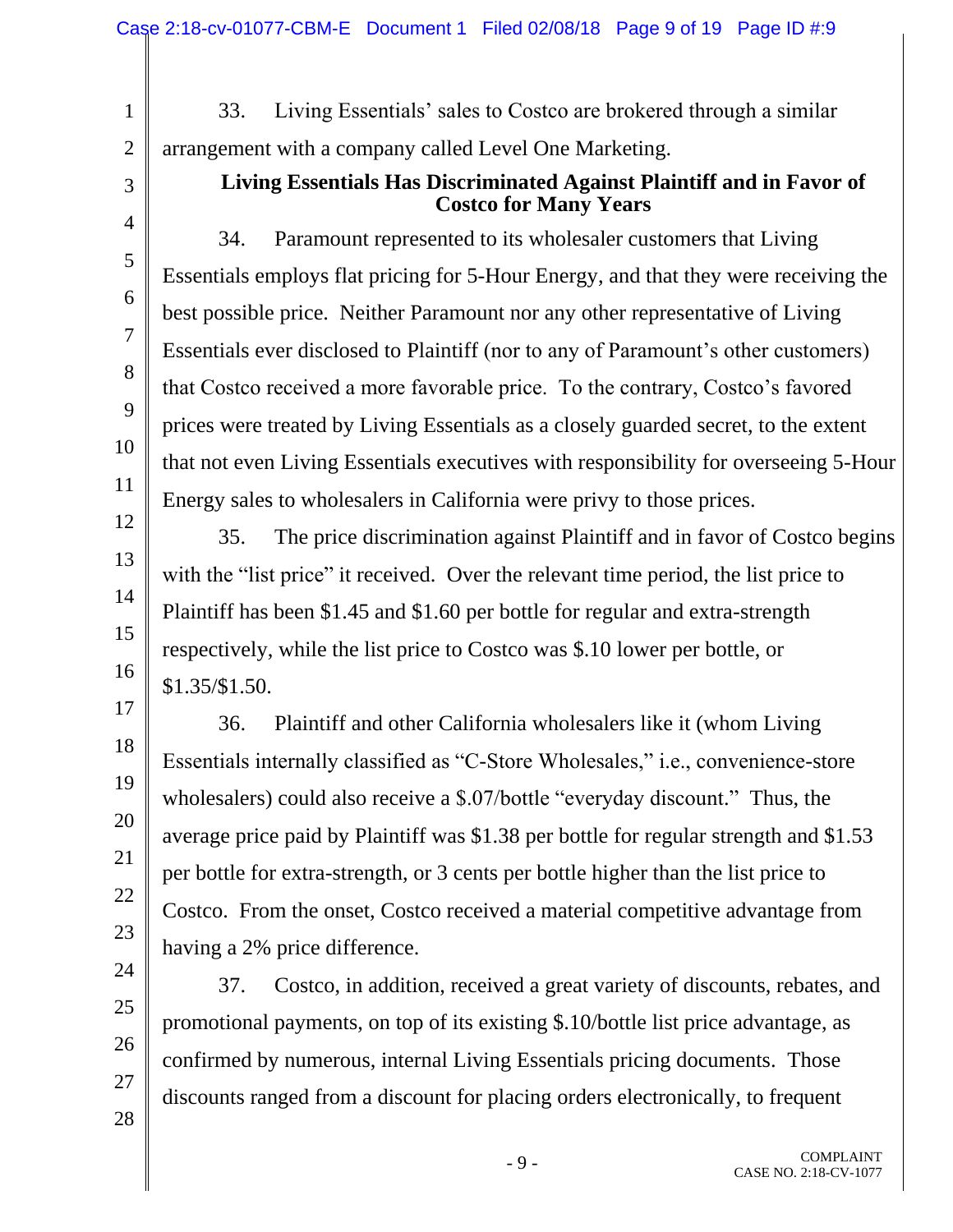33. Living Essentials' sales to Costco are brokered through a similar arrangement with a company called Level One Marketing.

**Living Essentials Has Discriminated Against Plaintiff and in Favor of Costco for Many Years**

34. Paramount represented to its wholesaler customers that Living Essentials employs flat pricing for 5-Hour Energy, and that they were receiving the best possible price. Neither Paramount nor any other representative of Living Essentials ever disclosed to Plaintiff (nor to any of Paramount's other customers) that Costco received a more favorable price. To the contrary, Costco's favored prices were treated by Living Essentials as a closely guarded secret, to the extent that not even Living Essentials executives with responsibility for overseeing 5-Hour Energy sales to wholesalers in California were privy to those prices.

35. The price discrimination against Plaintiff and in favor of Costco begins with the "list price" it received. Over the relevant time period, the list price to Plaintiff has been $1.45 and $1.60 per bottle for regular and extra-strength respectively, while the list price to Costco was $.10 lower per bottle, or $1.35/$1.50.

36. Plaintiff and other California wholesalers like it (whom Living Essentials internally classified as "C-Store Wholesales," i.e., convenience-store wholesalers) could also receive a $.07/bottle "everyday discount." Thus, the average price paid by Plaintiff was $1.38 per bottle for regular strength and $1.53 per bottle for extra-strength, or 3 cents per bottle higher than the list price to Costco. From the onset, Costco received a material competitive advantage from having a 2% price difference.

37. Costco, in addition, received a great variety of discounts, rebates, and promotional payments, on top of its existing $.10/bottle list price advantage, as confirmed by numerous, internal Living Essentials pricing documents. Those discounts ranged from a discount for placing orders electronically, to frequent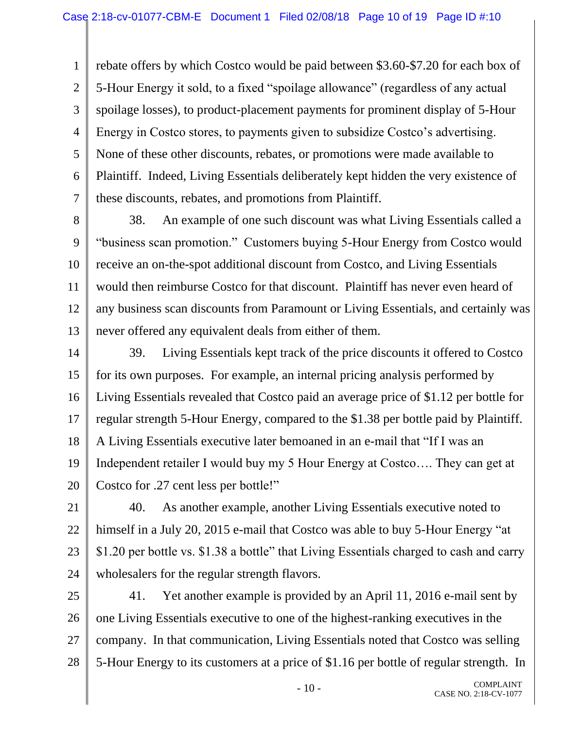rebate offers by which Costco would be paid between $3.60-$7.20 for each box of 5-Hour Energy it sold, to a fixed "spoilage allowance" (regardless of any actual spoilage losses), to product-placement payments for prominent display of 5-Hour Energy in Costco stores, to payments given to subsidize Costco's advertising. None of these other discounts, rebates, or promotions were made available to Plaintiff. Indeed, Living Essentials deliberately kept hidden the very existence of these discounts, rebates, and promotions from Plaintiff.

38. An example of one such discount was what Living Essentials called a "business scan promotion." Customers buying 5-Hour Energy from Costco would receive an on-the-spot additional discount from Costco, and Living Essentials would then reimburse Costco for that discount. Plaintiff has never even heard of any business scan discounts from Paramount or Living Essentials, and certainly was never offered any equivalent deals from either of them.

39. Living Essentials kept track of the price discounts it offered to Costco for its own purposes. For example, an internal pricing analysis performed by Living Essentials revealed that Costco paid an average price of $1.12 per bottle for regular strength 5-Hour Energy, compared to the $1.38 per bottle paid by Plaintiff. A Living Essentials executive later bemoaned in an e-mail that "If I was an Independent retailer I would buy my 5 Hour Energy at Costco…. They can get at Costco for .27 cent less per bottle!"

40. As another example, another Living Essentials executive noted to himself in a July 20, 2015 e-mail that Costco was able to buy 5-Hour Energy "at $1.20 per bottle vs. $1.38 a bottle" that Living Essentials charged to cash and carry wholesalers for the regular strength flavors.

41. Yet another example is provided by an April 11, 2016 e-mail sent by one Living Essentials executive to one of the highest-ranking executives in the company. In that communication, Living Essentials noted that Costco was selling 5-Hour Energy to its customers at a price of $1.16 per bottle of regular strength. In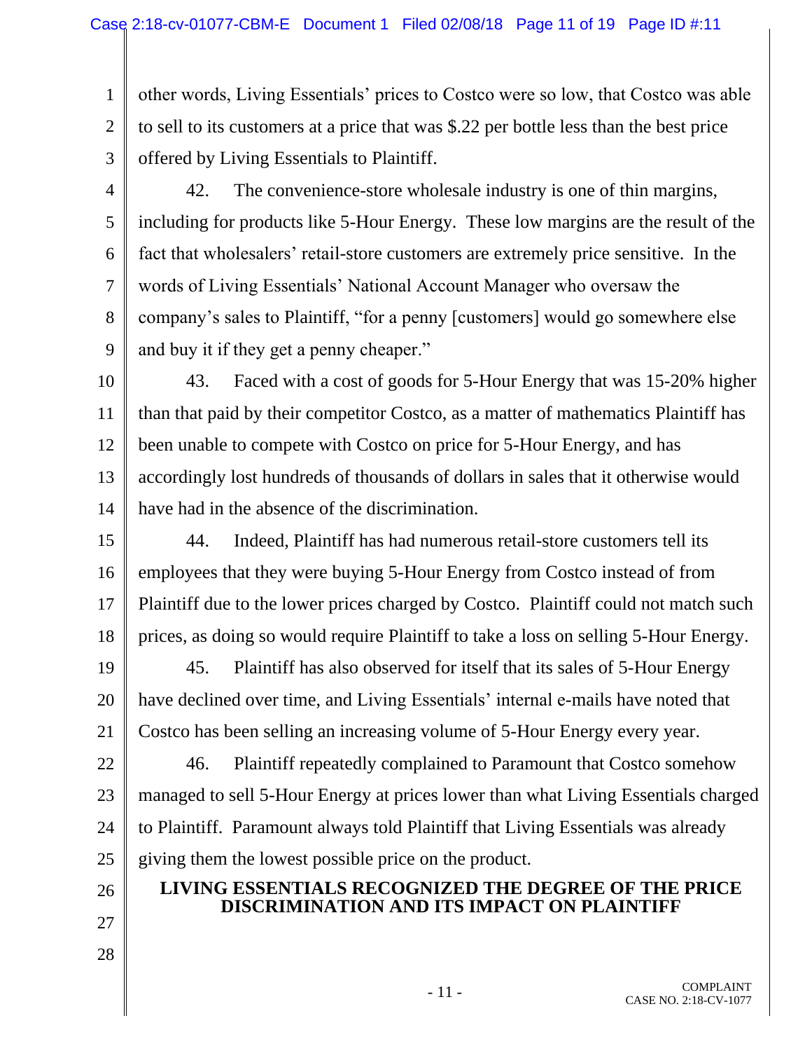other words, Living Essentials' prices to Costco were so low, that Costco was able to sell to its customers at a price that was $.22 per bottle less than the best price offered by Living Essentials to Plaintiff.

42. The convenience-store wholesale industry is one of thin margins, including for products like 5-Hour Energy. These low margins are the result of the fact that wholesalers' retail-store customers are extremely price sensitive. In the words of Living Essentials' National Account Manager who oversaw the company's sales to Plaintiff, "for a penny [customers] would go somewhere else and buy it if they get a penny cheaper."

43. Faced with a cost of goods for 5-Hour Energy that was 15-20% higher than that paid by their competitor Costco, as a matter of mathematics Plaintiff has been unable to compete with Costco on price for 5-Hour Energy, and has accordingly lost hundreds of thousands of dollars in sales that it otherwise would have had in the absence of the discrimination.

44. Indeed, Plaintiff has had numerous retail-store customers tell its employees that they were buying 5-Hour Energy from Costco instead of from Plaintiff due to the lower prices charged by Costco. Plaintiff could not match such prices, as doing so would require Plaintiff to take a loss on selling 5-Hour Energy.

45. Plaintiff has also observed for itself that its sales of 5-Hour Energy have declined over time, and Living Essentials' internal e-mails have noted that Costco has been selling an increasing volume of 5-Hour Energy every year.

46. Plaintiff repeatedly complained to Paramount that Costco somehow managed to sell 5-Hour Energy at prices lower than what Living Essentials charged to Plaintiff. Paramount always told Plaintiff that Living Essentials was already giving them the lowest possible price on the product.

**LIVING ESSENTIALS RECOGNIZED THE DEGREE OF THE PRICE DISCRIMINATION AND ITS IMPACT ON PLAINTIFF**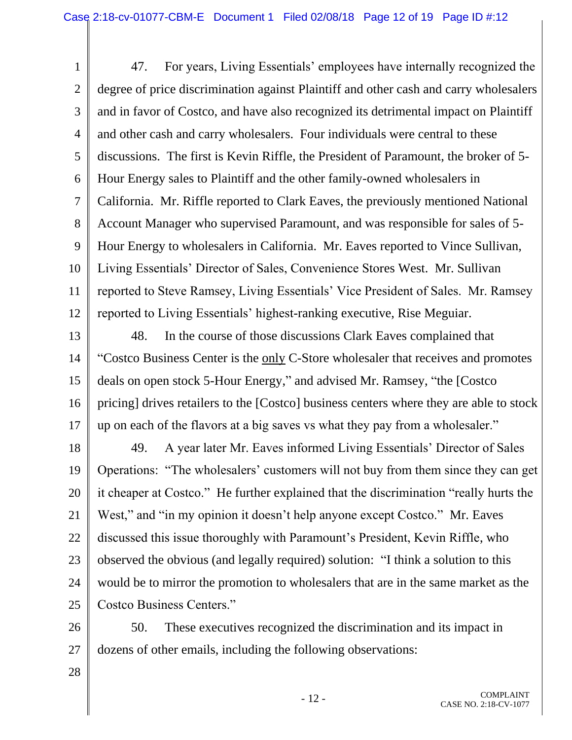47. For years, Living Essentials' employees have internally recognized the degree of price discrimination against Plaintiff and other cash and carry wholesalers and in favor of Costco, and have also recognized its detrimental impact on Plaintiff and other cash and carry wholesalers. Four individuals were central to these discussions. The first is Kevin Riffle, the President of Paramount, the broker of 5-Hour Energy sales to Plaintiff and the other family-owned wholesalers in California. Mr. Riffle reported to Clark Eaves, the previously mentioned National Account Manager who supervised Paramount, and was responsible for sales of 5-Hour Energy to wholesalers in California. Mr. Eaves reported to Vince Sullivan, Living Essentials' Director of Sales, Convenience Stores West. Mr. Sullivan reported to Steve Ramsey, Living Essentials' Vice President of Sales. Mr. Ramsey reported to Living Essentials' highest-ranking executive, Rise Meguiar.

48. In the course of those discussions Clark Eaves complained that "Costco Business Center is the <u>only</u> C-Store wholesaler that receives and promotes deals on open stock 5-Hour Energy," and advised Mr. Ramsey, "the [Costco pricing] drives retailers to the [Costco] business centers where they are able to stock up on each of the flavors at a big saves vs what they pay from a wholesaler."

49. A year later Mr. Eaves informed Living Essentials' Director of Sales Operations: "The wholesalers' customers will not buy from them since they can get it cheaper at Costco." He further explained that the discrimination "really hurts the West," and "in my opinion it doesn't help anyone except Costco." Mr. Eaves discussed this issue thoroughly with Paramount's President, Kevin Riffle, who observed the obvious (and legally required) solution: "I think a solution to this would be to mirror the promotion to wholesalers that are in the same market as the Costco Business Centers."

50. These executives recognized the discrimination and its impact in dozens of other emails, including the following observations: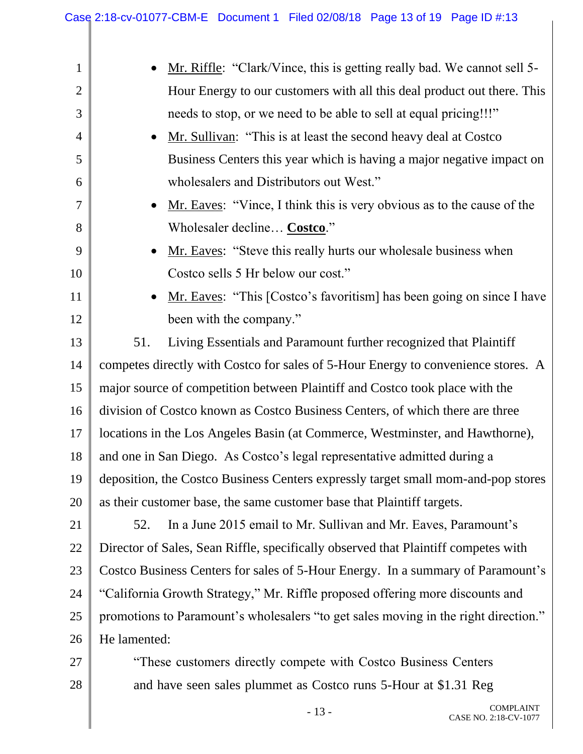- Mr. Riffle: "Clark/Vince, this is getting really bad. We cannot sell 5-Hour Energy to our customers with all this deal product out there. This needs to stop, or we need to be able to sell at equal pricing!!!"
- Mr. Sullivan: "This is at least the second heavy deal at Costco Business Centers this year which is having a major negative impact on wholesalers and Distributors out West."
- Mr. Eaves: "Vince, I think this is very obvious as to the cause of the Wholesaler decline… **Costco**."
- Mr. Eaves: "Steve this really hurts our wholesale business when Costco sells 5 Hr below our cost."
- Mr. Eaves: "This [Costco's favoritism] has been going on since I have been with the company."

51. Living Essentials and Paramount further recognized that Plaintiff competes directly with Costco for sales of 5-Hour Energy to convenience stores. A major source of competition between Plaintiff and Costco took place with the division of Costco known as Costco Business Centers, of which there are three locations in the Los Angeles Basin (at Commerce, Westminster, and Hawthorne), and one in San Diego. As Costco's legal representative admitted during a deposition, the Costco Business Centers expressly target small mom-and-pop stores as their customer base, the same customer base that Plaintiff targets.

52. In a June 2015 email to Mr. Sullivan and Mr. Eaves, Paramount's Director of Sales, Sean Riffle, specifically observed that Plaintiff competes with Costco Business Centers for sales of 5-Hour Energy. In a summary of Paramount's "California Growth Strategy," Mr. Riffle proposed offering more discounts and promotions to Paramount's wholesalers "to get sales moving in the right direction." He lamented:

> "These customers directly compete with Costco Business Centers and have seen sales plummet as Costco runs 5-Hour at $1.31 Reg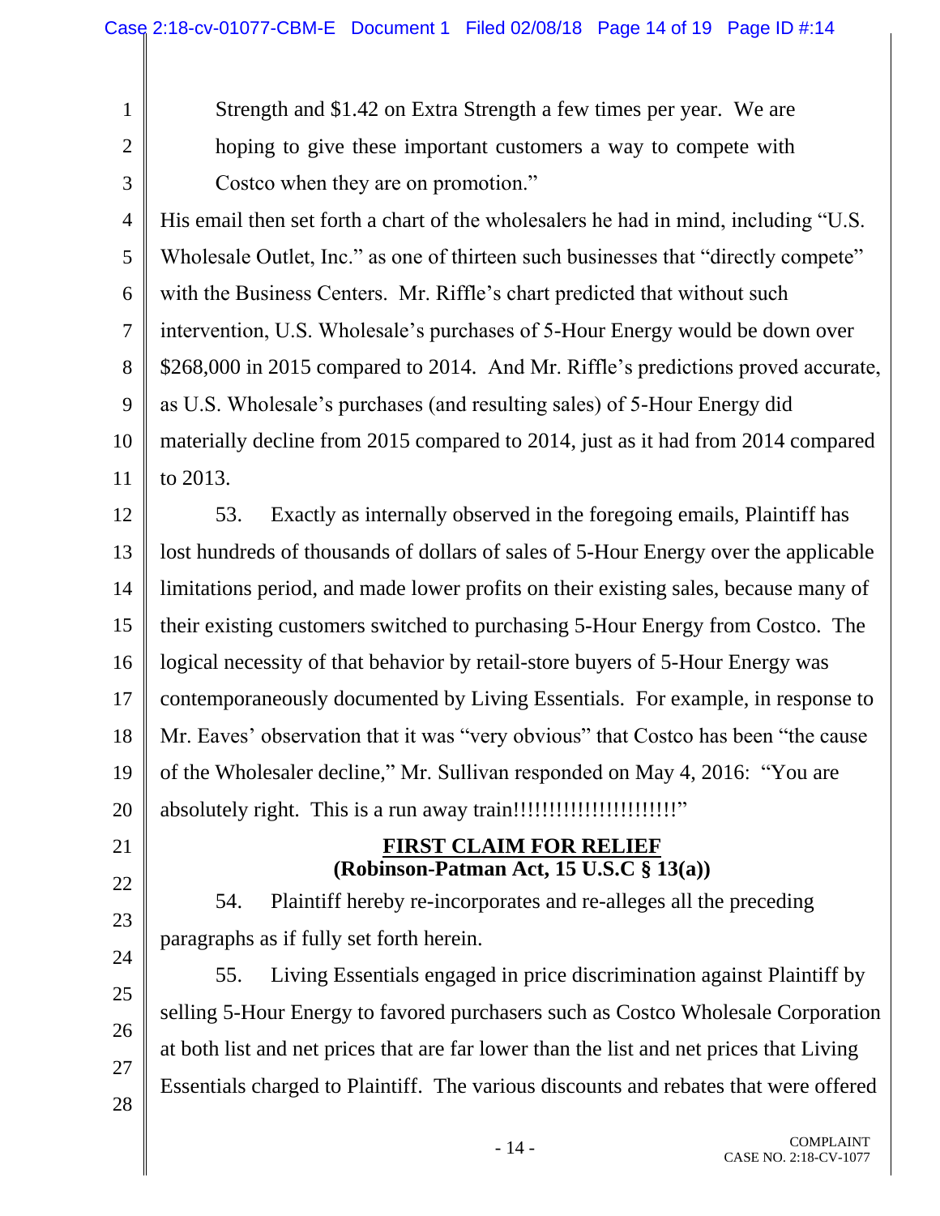Strength and $1.42 on Extra Strength a few times per year. We are hoping to give these important customers a way to compete with Costco when they are on promotion."

His email then set forth a chart of the wholesalers he had in mind, including "U.S. Wholesale Outlet, Inc." as one of thirteen such businesses that "directly compete" with the Business Centers. Mr. Riffle's chart predicted that without such intervention, U.S. Wholesale's purchases of 5-Hour Energy would be down over $268,000 in 2015 compared to 2014. And Mr. Riffle's predictions proved accurate, as U.S. Wholesale's purchases (and resulting sales) of 5-Hour Energy did materially decline from 2015 compared to 2014, just as it had from 2014 compared to 2013.

53. Exactly as internally observed in the foregoing emails, Plaintiff has lost hundreds of thousands of dollars of sales of 5-Hour Energy over the applicable limitations period, and made lower profits on their existing sales, because many of their existing customers switched to purchasing 5-Hour Energy from Costco. The logical necessity of that behavior by retail-store buyers of 5-Hour Energy was contemporaneously documented by Living Essentials. For example, in response to Mr. Eaves' observation that it was "very obvious" that Costco has been "the cause of the Wholesaler decline," Mr. Sullivan responded on May 4, 2016: "You are absolutely right. This is a run away train!!!!!!!!!!!!!!!!!!!!!!!"

## FIRST CLAIM FOR RELIEF
### (Robinson-Patman Act, 15 U.S.C § 13(a))

54. Plaintiff hereby re-incorporates and re-alleges all the preceding paragraphs as if fully set forth herein.

55. Living Essentials engaged in price discrimination against Plaintiff by selling 5-Hour Energy to favored purchasers such as Costco Wholesale Corporation at both list and net prices that are far lower than the list and net prices that Living Essentials charged to Plaintiff. The various discounts and rebates that were offered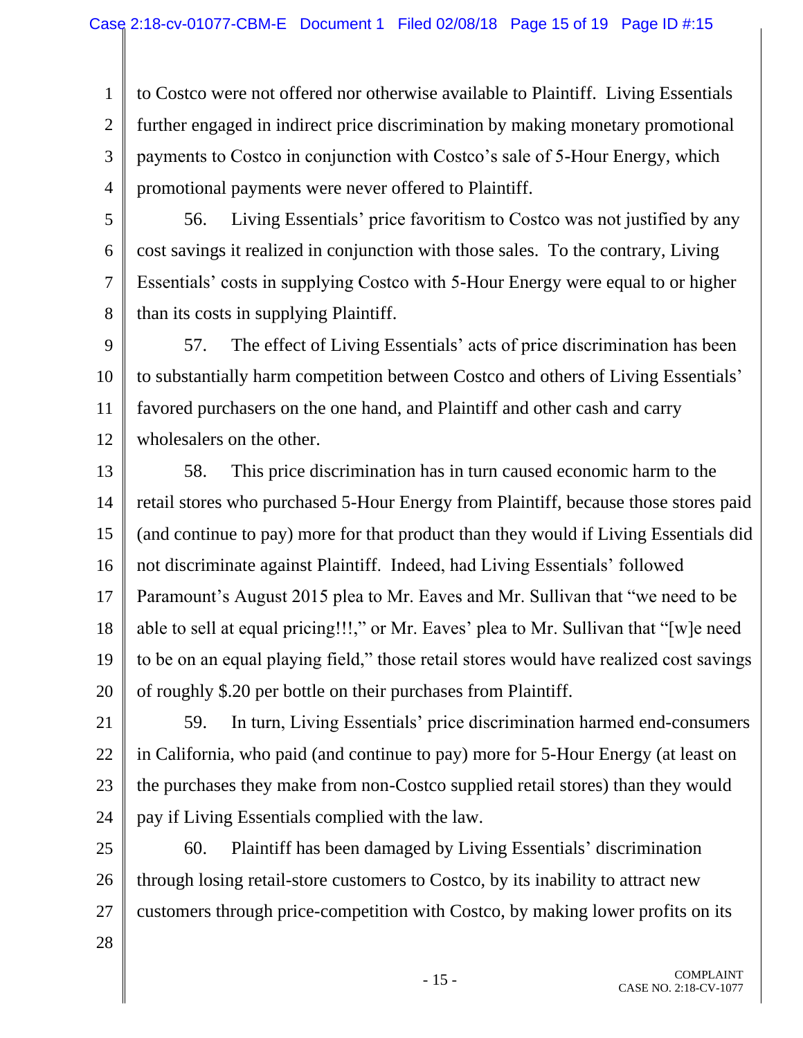to Costco were not offered nor otherwise available to Plaintiff. Living Essentials further engaged in indirect price discrimination by making monetary promotional payments to Costco in conjunction with Costco's sale of 5-Hour Energy, which promotional payments were never offered to Plaintiff.

56. Living Essentials' price favoritism to Costco was not justified by any cost savings it realized in conjunction with those sales. To the contrary, Living Essentials' costs in supplying Costco with 5-Hour Energy were equal to or higher than its costs in supplying Plaintiff.

57. The effect of Living Essentials' acts of price discrimination has been to substantially harm competition between Costco and others of Living Essentials' favored purchasers on the one hand, and Plaintiff and other cash and carry wholesalers on the other.

58. This price discrimination has in turn caused economic harm to the retail stores who purchased 5-Hour Energy from Plaintiff, because those stores paid (and continue to pay) more for that product than they would if Living Essentials did not discriminate against Plaintiff. Indeed, had Living Essentials' followed Paramount's August 2015 plea to Mr. Eaves and Mr. Sullivan that "we need to be able to sell at equal pricing!!!," or Mr. Eaves' plea to Mr. Sullivan that "[w]e need to be on an equal playing field," those retail stores would have realized cost savings of roughly $.20 per bottle on their purchases from Plaintiff.

59. In turn, Living Essentials' price discrimination harmed end-consumers in California, who paid (and continue to pay) more for 5-Hour Energy (at least on the purchases they make from non-Costco supplied retail stores) than they would pay if Living Essentials complied with the law.

60. Plaintiff has been damaged by Living Essentials' discrimination through losing retail-store customers to Costco, by its inability to attract new customers through price-competition with Costco, by making lower profits on its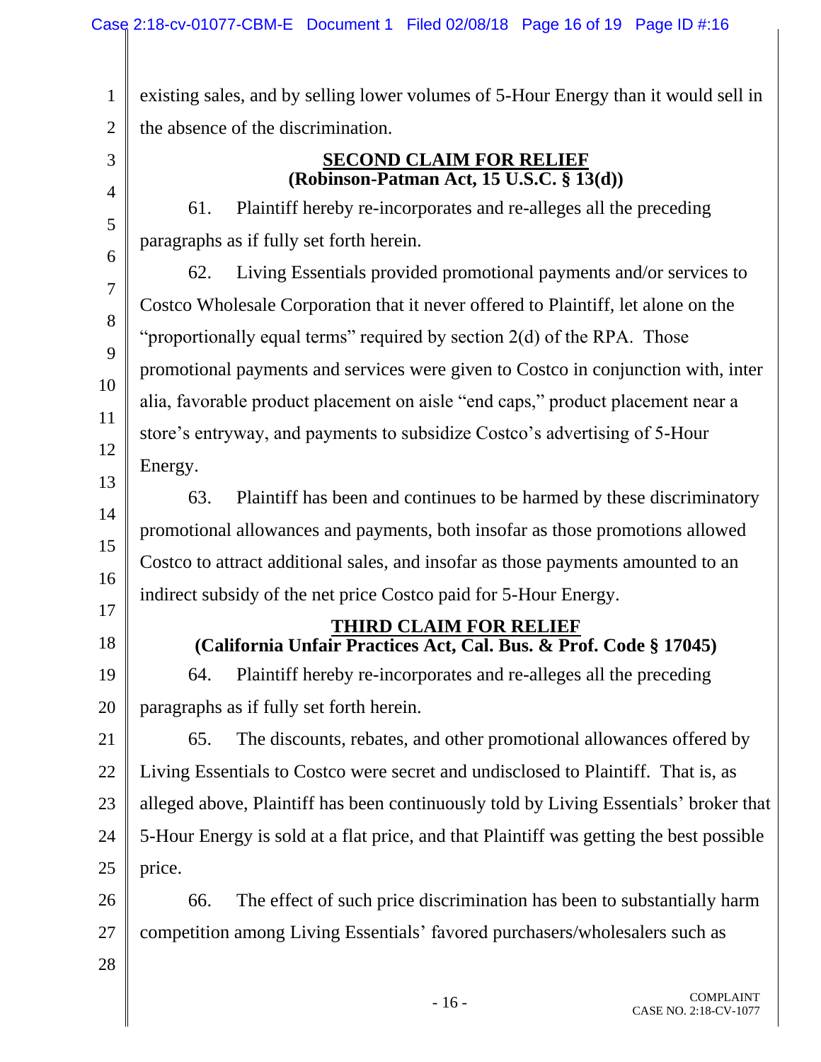existing sales, and by selling lower volumes of 5-Hour Energy than it would sell in the absence of the discrimination.

## SECOND CLAIM FOR RELIEF
## (Robinson-Patman Act, 15 U.S.C. § 13(d))

61. Plaintiff hereby re-incorporates and re-alleges all the preceding paragraphs as if fully set forth herein.

62. Living Essentials provided promotional payments and/or services to Costco Wholesale Corporation that it never offered to Plaintiff, let alone on the "proportionally equal terms" required by section 2(d) of the RPA. Those promotional payments and services were given to Costco in conjunction with, inter alia, favorable product placement on aisle "end caps," product placement near a store's entryway, and payments to subsidize Costco's advertising of 5-Hour Energy.

63. Plaintiff has been and continues to be harmed by these discriminatory promotional allowances and payments, both insofar as those promotions allowed Costco to attract additional sales, and insofar as those payments amounted to an indirect subsidy of the net price Costco paid for 5-Hour Energy.

## THIRD CLAIM FOR RELIEF
## (California Unfair Practices Act, Cal. Bus. & Prof. Code § 17045)

64. Plaintiff hereby re-incorporates and re-alleges all the preceding paragraphs as if fully set forth herein.

65. The discounts, rebates, and other promotional allowances offered by Living Essentials to Costco were secret and undisclosed to Plaintiff. That is, as alleged above, Plaintiff has been continuously told by Living Essentials' broker that 5-Hour Energy is sold at a flat price, and that Plaintiff was getting the best possible price.

66. The effect of such price discrimination has been to substantially harm competition among Living Essentials' favored purchasers/wholesalers such as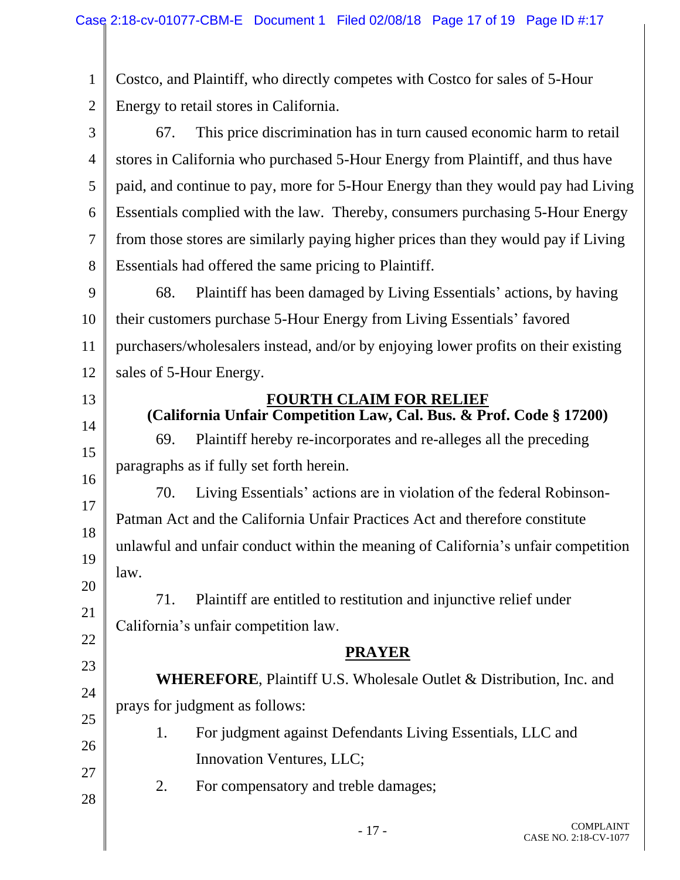Costco, and Plaintiff, who directly competes with Costco for sales of 5-Hour Energy to retail stores in California.

67. This price discrimination has in turn caused economic harm to retail stores in California who purchased 5-Hour Energy from Plaintiff, and thus have paid, and continue to pay, more for 5-Hour Energy than they would pay had Living Essentials complied with the law. Thereby, consumers purchasing 5-Hour Energy from those stores are similarly paying higher prices than they would pay if Living Essentials had offered the same pricing to Plaintiff.

68. Plaintiff has been damaged by Living Essentials' actions, by having their customers purchase 5-Hour Energy from Living Essentials' favored purchasers/wholesalers instead, and/or by enjoying lower profits on their existing sales of 5-Hour Energy.

## FOURTH CLAIM FOR RELIEF

**(California Unfair Competition Law, Cal. Bus. & Prof. Code § 17200)**

69. Plaintiff hereby re-incorporates and re-alleges all the preceding paragraphs as if fully set forth herein.

70. Living Essentials' actions are in violation of the federal Robinson-Patman Act and the California Unfair Practices Act and therefore constitute unlawful and unfair conduct within the meaning of California's unfair competition law.

71. Plaintiff are entitled to restitution and injunctive relief under California's unfair competition law.

## PRAYER

**WHEREFORE**, Plaintiff U.S. Wholesale Outlet & Distribution, Inc. and prays for judgment as follows:

1. For judgment against Defendants Living Essentials, LLC and Innovation Ventures, LLC;
2. For compensatory and treble damages;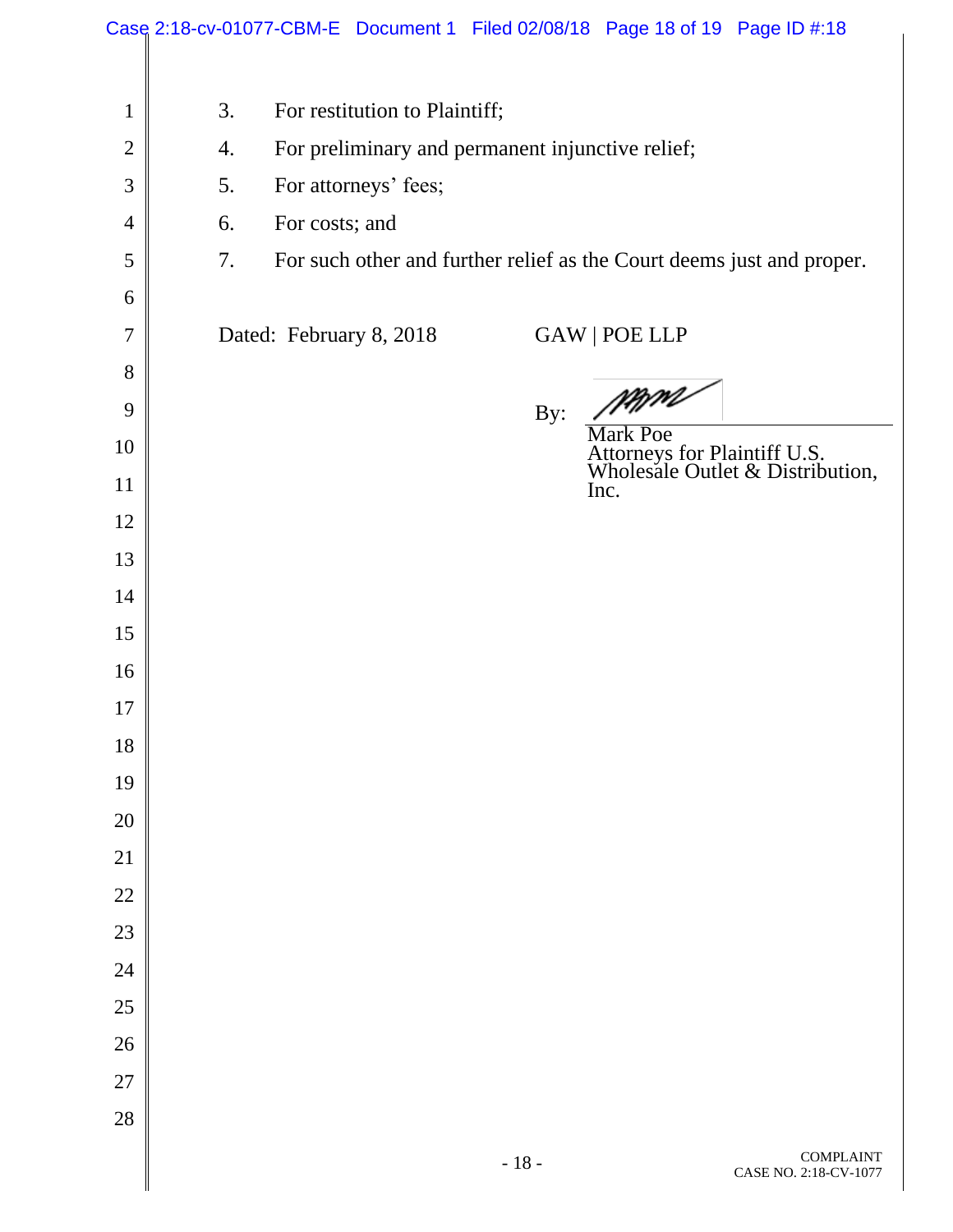3. For restitution to Plaintiff;
4. For preliminary and permanent injunctive relief;
5. For attorneys' fees;
6. For costs; and
7. For such other and further relief as the Court deems just and proper.

Dated: February 8, 2018

GAW | POE LLP

By: /s/

Mark Poe
Attorneys for Plaintiff U.S. Wholesale Outlet & Distribution, Inc.

COMPLAINT
CASE NO. 2:18-CV-1077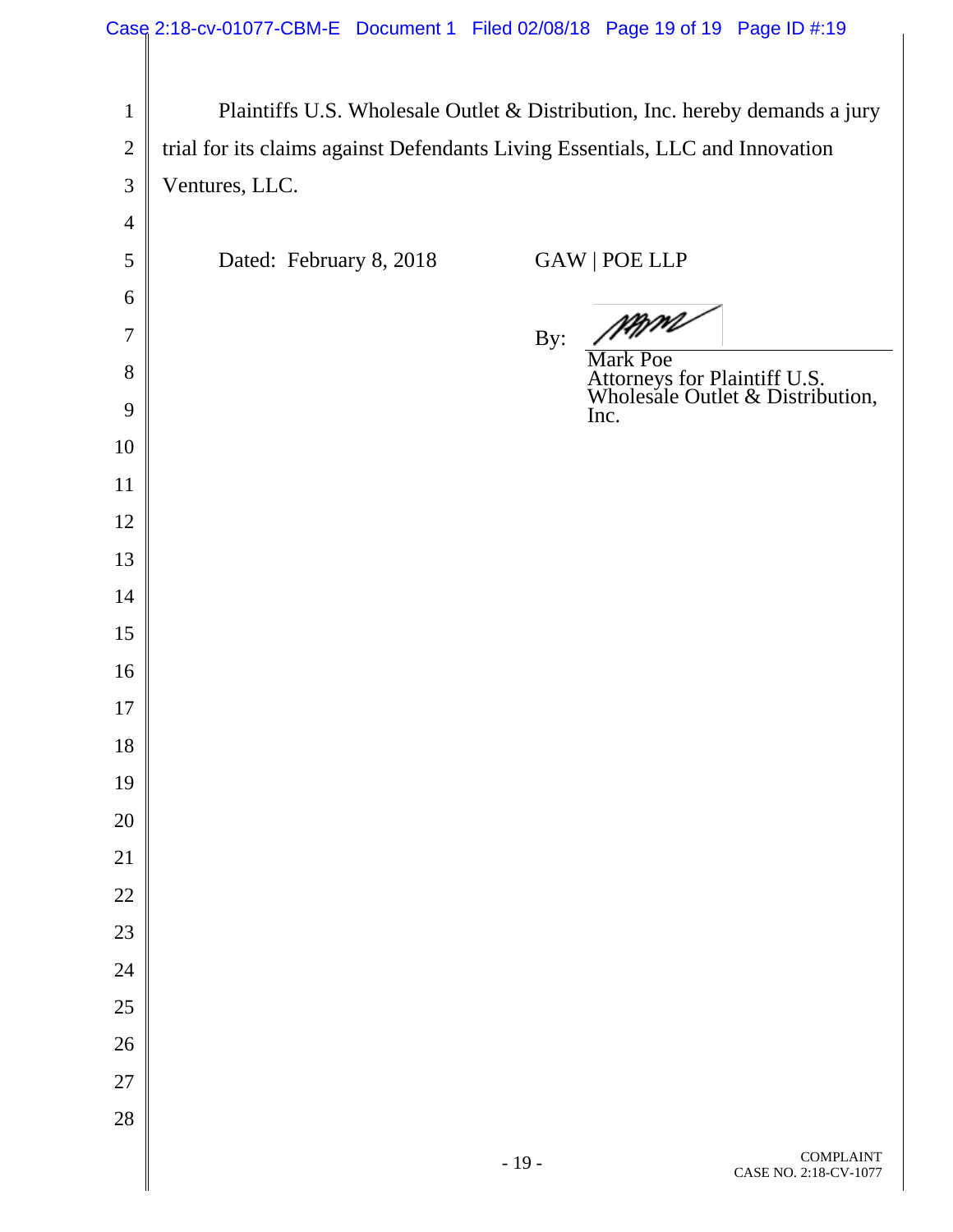Plaintiffs U.S. Wholesale Outlet & Distribution, Inc. hereby demands a jury trial for its claims against Defendants Living Essentials, LLC and Innovation Ventures, LLC.

Dated: February 8, 2018

GAW | POE LLP

By: /s/ 

Mark Poe
Attorneys for Plaintiff U.S. Wholesale Outlet & Distribution, Inc.

COMPLAINT
CASE NO. 2:18-CV-1077